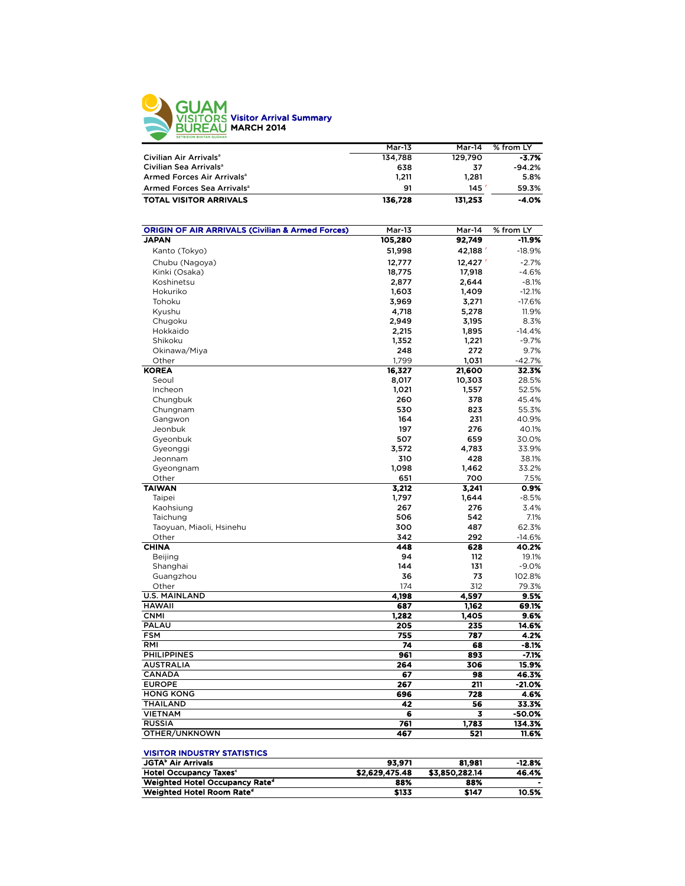# GUAM VISITORS BUREAU

SETBISION BISITAN GUÅHAN

## Visitor Arrival Summary
## MARCH 2014

| | Mar-13 | Mar-14 | % from LY |
|---|---|---|---|
| Civilian Air Arrivals[a] | 134,788 | 129,790 | -3.7% |
| Civilian Sea Arrivals[a] | 638 | 37 | -94.2% |
| Armed Forces Air Arrivals[a] | 1,211 | 1,281 | 5.8% |
| Armed Forces Sea Arrivals[a] | 91 | 145 [r] | 59.3% |
| **TOTAL VISITOR ARRIVALS** | **136,728** | **131,253** | **-4.0%** |

| ORIGIN OF AIR ARRIVALS (Civilian & Armed Forces) | Mar-13 | Mar-14 | % from LY |
|---|---|---|---|
| **JAPAN** | **105,280** | **92,749** | **-11.9%** |
| Kanto (Tokyo) | 51,998 | 42,188 [r] | -18.9% |
| Chubu (Nagoya) | 12,777 | 12,427 [r] | -2.7% |
| Kinki (Osaka) | 18,775 | 17,918 | -4.6% |
| Koshinetsu | 2,877 | 2,644 | -8.1% |
| Hokuriko | 1,603 | 1,409 | -12.1% |
| Tohoku | 3,969 | 3,271 | -17.6% |
| Kyushu | 4,718 | 5,278 | 11.9% |
| Chugoku | 2,949 | 3,195 | 8.3% |
| Hokkaido | 2,215 | 1,895 | -14.4% |
| Shikoku | 1,352 | 1,221 | -9.7% |
| Okinawa/Miya | 248 | 272 | 9.7% |
| Other | 1,799 | 1,031 | -42.7% |
| **KOREA** | **16,327** | **21,600** | **32.3%** |
| Seoul | 8,017 | 10,303 | 28.5% |
| Incheon | 1,021 | 1,557 | 52.5% |
| Chungbuk | 260 | 378 | 45.4% |
| Chungnam | 530 | 823 | 55.3% |
| Gangwon | 164 | 231 | 40.9% |
| Jeonbuk | 197 | 276 | 40.1% |
| Gyeonbuk | 507 | 659 | 30.0% |
| Gyeonggi | 3,572 | 4,783 | 33.9% |
| Jeonnam | 310 | 428 | 38.1% |
| Gyeongnam | 1,098 | 1,462 | 33.2% |
| Other | 651 | 700 | 7.5% |
| **TAIWAN** | **3,212** | **3,241** | **0.9%** |
| Taipei | 1,797 | 1,644 | -8.5% |
| Kaohsiung | 267 | 276 | 3.4% |
| Taichung | 506 | 542 | 7.1% |
| Taoyuan, Miaoli, Hsinehu | 300 | 487 | 62.3% |
| Other | 342 | 292 | -14.6% |
| **CHINA** | **448** | **628** | **40.2%** |
| Beijing | 94 | 112 | 19.1% |
| Shanghai | 144 | 131 | -9.0% |
| Guangzhou | 36 | 73 | 102.8% |
| Other | 174 | 312 | 79.3% |
| **U.S. MAINLAND** | **4,198** | **4,597** | **9.5%** |
| **HAWAII** | **687** | **1,162** | **69.1%** |
| **CNMI** | **1,282** | **1,405** | **9.6%** |
| **PALAU** | **205** | **235** | **14.6%** |
| **FSM** | **755** | **787** | **4.2%** |
| **RMI** | **74** | **68** | **-8.1%** |
| **PHILIPPINES** | **961** | **893** | **-7.1%** |
| **AUSTRALIA** | **264** | **306** | **15.9%** |
| **CANADA** | **67** | **98** | **46.3%** |
| **EUROPE** | **267** | **211** | **-21.0%** |
| **HONG KONG** | **696** | **728** | **4.6%** |
| **THAILAND** | **42** | **56** | **33.3%** |
| **VIETNAM** | **6** | **3** | **-50.0%** |
| **RUSSIA** | **761** | **1,783** | **134.3%** |
| **OTHER/UNKNOWN** | **467** | **521** | **11.6%** |

| VISITOR INDUSTRY STATISTICS | | | |
|---|---|---|---|
| JGTA[b] Air Arrivals | 93,971 | 81,981 | -12.8% |
| Hotel Occupancy Taxes[c] | $2,629,475.48 | $3,850,282.14 | 46.4% |
| Weighted Hotel Occupancy Rate[d] | 88% | 88% | - |
| Weighted Hotel Room Rate[d] | $133 | $147 | 10.5% |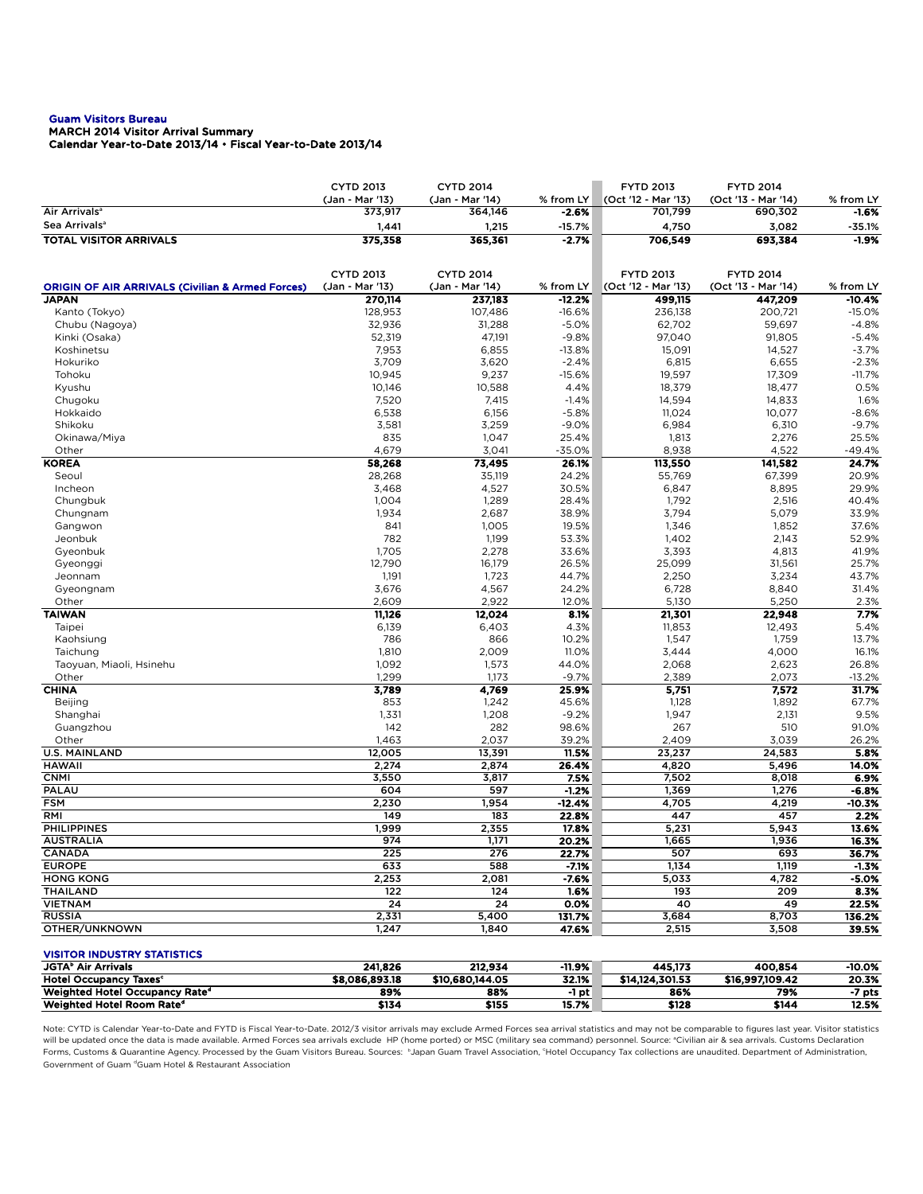**Guam Visitors Bureau**
**MARCH 2014 Visitor Arrival Summary**
**Calendar Year-to-Date 2013/14 • Fiscal Year-to-Date 2013/14**

| | CYTD 2013 (Jan - Mar '13) | CYTD 2014 (Jan - Mar '14) | % from LY | FYTD 2013 (Oct '12 - Mar '13) | FYTD 2014 (Oct '13 - Mar '14) | % from LY |
|---|---|---|---|---|---|---|
| Air Arrivals[a] | 373,917 | 364,146 | -2.6% | 701,799 | 690,302 | -1.6% |
| Sea Arrivals[a] | 1,441 | 1,215 | -15.7% | 4,750 | 3,082 | -35.1% |
| **TOTAL VISITOR ARRIVALS** | **375,358** | **365,361** | **-2.7%** | **706,549** | **693,384** | **-1.9%** |

| ORIGIN OF AIR ARRIVALS (Civilian & Armed Forces) | CYTD 2013 (Jan - Mar '13) | CYTD 2014 (Jan - Mar '14) | % from LY | FYTD 2013 (Oct '12 - Mar '13) | FYTD 2014 (Oct '13 - Mar '14) | % from LY |
|---|---|---|---|---|---|---|
| **JAPAN** | **270,114** | **237,183** | **-12.2%** | **499,115** | **447,209** | **-10.4%** |
| Kanto (Tokyo) | 128,953 | 107,486 | -16.6% | 236,138 | 200,721 | -15.0% |
| Chubu (Nagoya) | 32,936 | 31,288 | -5.0% | 62,702 | 59,697 | -4.8% |
| Kinki (Osaka) | 52,319 | 47,191 | -9.8% | 97,040 | 91,805 | -5.4% |
| Koshinetsu | 7,953 | 6,855 | -13.8% | 15,091 | 14,527 | -3.7% |
| Hokuriko | 3,709 | 3,620 | -2.4% | 6,815 | 6,655 | -2.3% |
| Tohoku | 10,945 | 9,237 | -15.6% | 19,597 | 17,309 | -11.7% |
| Kyushu | 10,146 | 10,588 | 4.4% | 18,379 | 18,477 | 0.5% |
| Chugoku | 7,520 | 7,415 | -1.4% | 14,594 | 14,833 | 1.6% |
| Hokkaido | 6,538 | 6,156 | -5.8% | 11,024 | 10,077 | -8.6% |
| Shikoku | 3,581 | 3,259 | -9.0% | 6,984 | 6,310 | -9.7% |
| Okinawa/Miya | 835 | 1,047 | 25.4% | 1,813 | 2,276 | 25.5% |
| Other | 4,679 | 3,041 | -35.0% | 8,938 | 4,522 | -49.4% |
| **KOREA** | **58,268** | **73,495** | **26.1%** | **113,550** | **141,582** | **24.7%** |
| Seoul | 28,268 | 35,119 | 24.2% | 55,769 | 67,399 | 20.9% |
| Incheon | 3,468 | 4,527 | 30.5% | 6,847 | 8,895 | 29.9% |
| Chungbuk | 1,004 | 1,289 | 28.4% | 1,792 | 2,516 | 40.4% |
| Chungnam | 1,934 | 2,687 | 38.9% | 3,794 | 5,079 | 33.9% |
| Gangwon | 841 | 1,005 | 19.5% | 1,346 | 1,852 | 37.6% |
| Jeonbuk | 782 | 1,199 | 53.3% | 1,402 | 2,143 | 52.9% |
| Gyeonbuk | 1,705 | 2,278 | 33.6% | 3,393 | 4,813 | 41.9% |
| Gyeonggi | 12,790 | 16,179 | 26.5% | 25,099 | 31,561 | 25.7% |
| Jeonnam | 1,191 | 1,723 | 44.7% | 2,250 | 3,234 | 43.7% |
| Gyeongnam | 3,676 | 4,567 | 24.2% | 6,728 | 8,840 | 31.4% |
| Other | 2,609 | 2,922 | 12.0% | 5,130 | 5,250 | 2.3% |
| **TAIWAN** | **11,126** | **12,024** | **8.1%** | **21,301** | **22,948** | **7.7%** |
| Taipei | 6,139 | 6,403 | 4.3% | 11,853 | 12,493 | 5.4% |
| Kaohsiung | 786 | 866 | 10.2% | 1,547 | 1,759 | 13.7% |
| Taichung | 1,810 | 2,009 | 11.0% | 3,444 | 4,000 | 16.1% |
| Taoyuan, Miaoli, Hsinehu | 1,092 | 1,573 | 44.0% | 2,068 | 2,623 | 26.8% |
| Other | 1,299 | 1,173 | -9.7% | 2,389 | 2,073 | -13.2% |
| **CHINA** | **3,789** | **4,769** | **25.9%** | **5,751** | **7,572** | **31.7%** |
| Beijing | 853 | 1,242 | 45.6% | 1,128 | 1,892 | 67.7% |
| Shanghai | 1,331 | 1,208 | -9.2% | 1,947 | 2,131 | 9.5% |
| Guangzhou | 142 | 282 | 98.6% | 267 | 510 | 91.0% |
| Other | 1,463 | 2,037 | 39.2% | 2,409 | 3,039 | 26.2% |
| **U.S. MAINLAND** | 12,005 | 13,391 | **11.5%** | 23,237 | 24,583 | **5.8%** |
| **HAWAII** | 2,274 | 2,874 | **26.4%** | 4,820 | 5,496 | **14.0%** |
| **CNMI** | 3,550 | 3,817 | **7.5%** | 7,502 | 8,018 | **6.9%** |
| **PALAU** | 604 | 597 | **-1.2%** | 1,369 | 1,276 | **-6.8%** |
| **FSM** | 2,230 | 1,954 | **-12.4%** | 4,705 | 4,219 | **-10.3%** |
| **RMI** | 149 | 183 | **22.8%** | 447 | 457 | **2.2%** |
| **PHILIPPINES** | 1,999 | 2,355 | **17.8%** | 5,231 | 5,943 | **13.6%** |
| **AUSTRALIA** | 974 | 1,171 | **20.2%** | 1,665 | 1,936 | **16.3%** |
| **CANADA** | 225 | 276 | **22.7%** | 507 | 693 | **36.7%** |
| **EUROPE** | 633 | 588 | **-7.1%** | 1,134 | 1,119 | **-1.3%** |
| **HONG KONG** | 2,253 | 2,081 | **-7.6%** | 5,033 | 4,782 | **-5.0%** |
| **THAILAND** | 122 | 124 | **1.6%** | 193 | 209 | **8.3%** |
| **VIETNAM** | 24 | 24 | **0.0%** | 40 | 49 | **22.5%** |
| **RUSSIA** | 2,331 | 5,400 | **131.7%** | 3,684 | 8,703 | **136.2%** |
| **OTHER/UNKNOWN** | 1,247 | 1,840 | **47.6%** | 2,515 | 3,508 | **39.5%** |

| VISITOR INDUSTRY STATISTICS | | | | | | |
|---|---|---|---|---|---|---|
| **JGTA[b] Air Arrivals** | **241,826** | **212,934** | **-11.9%** | **445,173** | **400,854** | **-10.0%** |
| **Hotel Occupancy Taxes[c]** | **$8,086,893.18** | **$10,680,144.05** | **32.1%** | **$14,124,301.53** | **$16,997,109.42** | **20.3%** |
| **Weighted Hotel Occupancy Rate[d]** | **89%** | **88%** | **-1 pt** | **86%** | **79%** | **-7 pts** |
| **Weighted Hotel Room Rate[d]** | **$134** | **$155** | **15.7%** | **$128** | **$144** | **12.5%** |

Note: CYTD is Calendar Year-to-Date and FYTD is Fiscal Year-to-Date. 2012/3 visitor arrivals may exclude Armed Forces sea arrival statistics and may not be comparable to figures last year. Visitor statistics will be updated once the data is made available. Armed Forces sea arrivals exclude HP (home ported) or MSC (military sea command) personnel. Source: [a]Civilian air & sea arrivals. Customs Declaration Forms, Customs & Quarantine Agency. Processed by the Guam Visitors Bureau. Sources: [b]Japan Guam Travel Association, [c]Hotel Occupancy Tax collections are unaudited. Department of Administration, Government of Guam [d]Guam Hotel & Restaurant Association